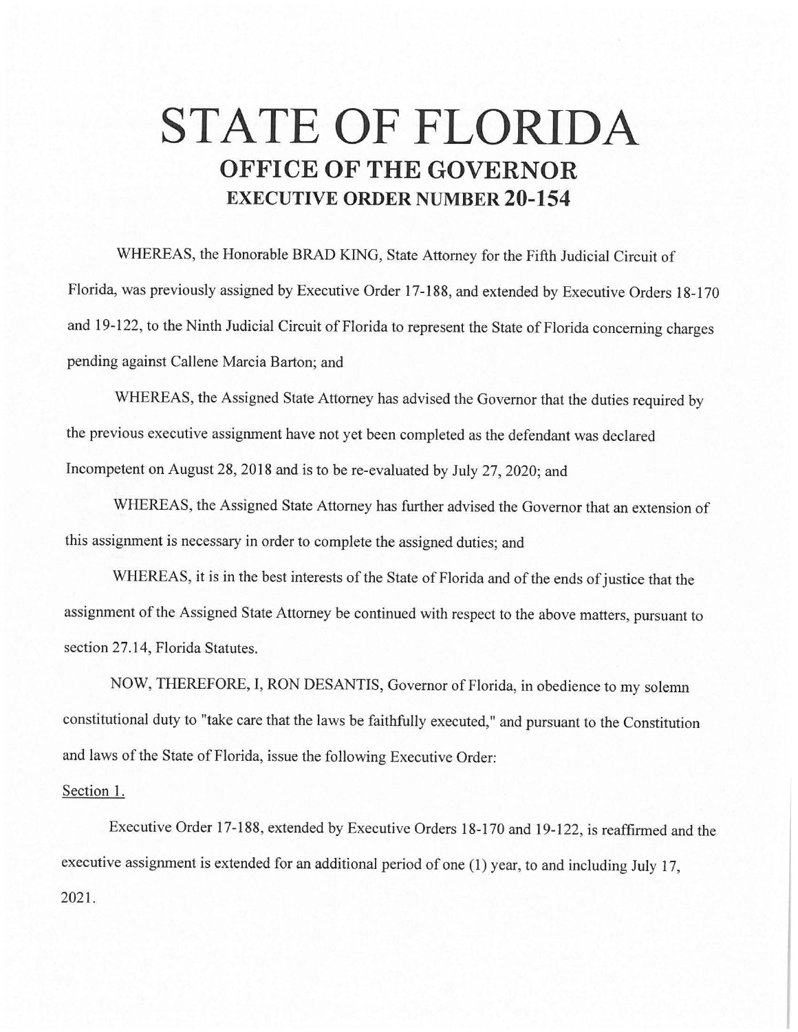# STATE OF FLORIDA

## OFFICE OF THE GOVERNOR

### EXECUTIVE ORDER NUMBER 20-154

WHEREAS, the Honorable BRAD KING, State Attorney for the Fifth Judicial Circuit of Florida, was previously assigned by Executive Order 17-188, and extended by Executive Orders 18-170 and 19-122, to the Ninth Judicial Circuit of Florida to represent the State of Florida concerning charges pending against Callene Marcia Barton; and

WHEREAS, the Assigned State Attorney has advised the Governor that the duties required by the previous executive assignment have not yet been completed as the defendant was declared Incompetent on August 28, 2018 and is to be re-evaluated by July 27, 2020; and

WHEREAS, the Assigned State Attorney has further advised the Governor that an extension of this assignment is necessary in order to complete the assigned duties; and

WHEREAS, it is in the best interests of the State of Florida and of the ends of justice that the assignment of the Assigned State Attorney be continued with respect to the above matters, pursuant to section 27.14, Florida Statutes.

NOW, THEREFORE, I, RON DESANTIS, Governor of Florida, in obedience to my solemn constitutional duty to "take care that the laws be faithfully executed," and pursuant to the Constitution and laws of the State of Florida, issue the following Executive Order:

Section 1.

Executive Order 17-188, extended by Executive Orders 18-170 and 19-122, is reaffirmed and the executive assignment is extended for an additional period of one (1) year, to and including July 17, 2021.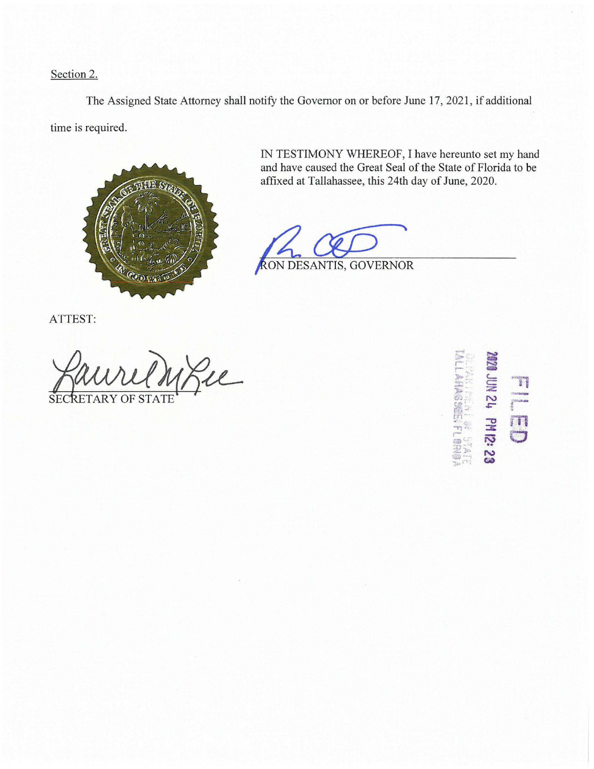Section 2.

The Assigned State Attorney shall notify the Governor on or before June 17, 2021, if additional time is required.

IN TESTIMONY WHEREOF, I have hereunto set my hand and have caused the Great Seal of the State of Florida to be affixed at Tallahassee, this 24th day of June, 2020.

RON DESANTIS, GOVERNOR

ATTEST:

SECRETARY OF STATE

FILED

2020 JUN 24 PM 12:23

DEPARTMENT OF STATE
TALLAHASSEE, FLORIDA